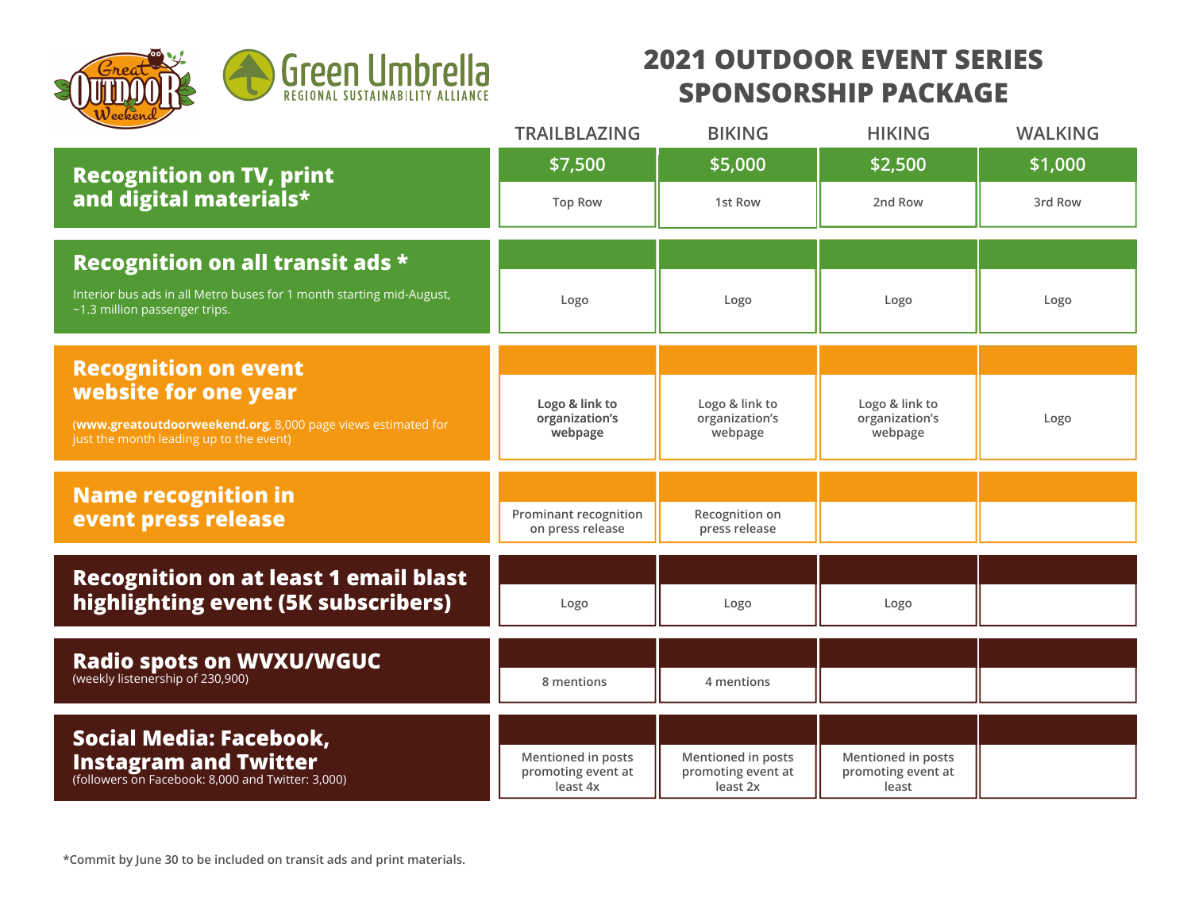# 2021 OUTDOOR EVENT SERIES SPONSORSHIP PACKAGE

Great Outdoor Weekend

Green Umbrella
REGIONAL SUSTAINABILITY ALLIANCE

| | TRAILBLAZING | BIKING | HIKING | WALKING |
|---|---|---|---|---|
| | $7,500 | $5,000 | $2,500 | $1,000 |
| **Recognition on TV, print and digital materials*** | Top Row | 1st Row | 2nd Row | 3rd Row |
| **Recognition on all transit ads *** Interior bus ads in all Metro buses for 1 month starting mid-August, ~1.3 million passenger trips. | Logo | Logo | Logo | Logo |
| **Recognition on event website for one year** (**www.greatoutdoorweekend.org**, 8,000 page views estimated for just the month leading up to the event) | **Logo & link to organization's webpage** | Logo & link to organization's webpage | Logo & link to organization's webpage | Logo |
| **Name recognition in event press release** | Prominant recognition on press release | Recognition on press release | | |
| **Recognition on at least 1 email blast highlighting event (5K subscribers)** | Logo | Logo | Logo | |
| **Radio spots on WVXU/WGUC** (weekly listenership of 230,900) | 8 mentions | 4 mentions | | |
| **Social Media: Facebook, Instagram and Twitter** (followers on Facebook: 8,000 and Twitter: 3,000) | Mentioned in posts promoting event at least 4x | Mentioned in posts promoting event at least 2x | Mentioned in posts promoting event at least | |

*Commit by June 30 to be included on transit ads and print materials.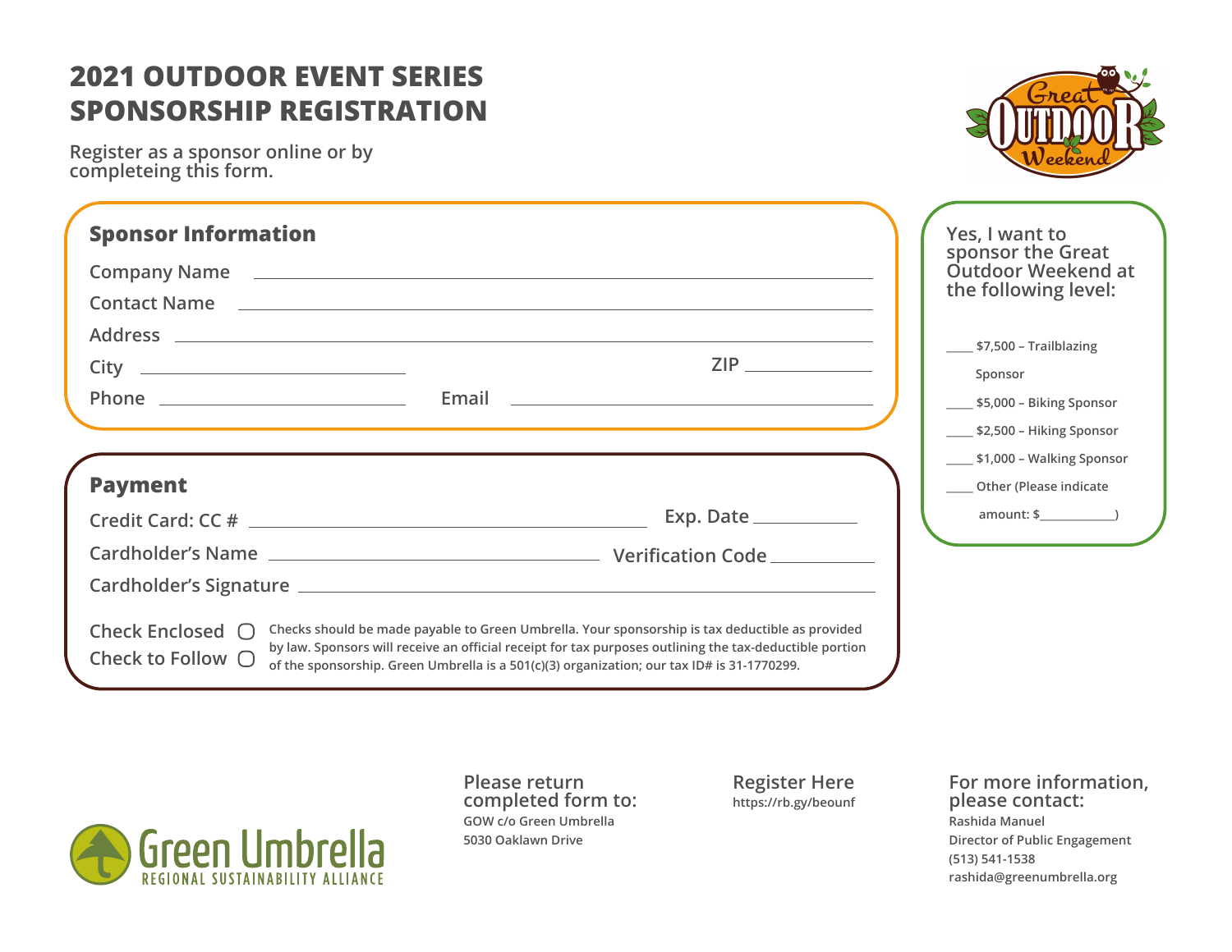# 2021 OUTDOOR EVENT SERIES SPONSORSHIP REGISTRATION

Register as a sponsor online or by completeing this form.

## Sponsor Information

Company Name ______________________________

Contact Name ______________________________

Address ______________________________

City ______________________ ZIP ____________

Phone ______________________ Email ______________________

## Payment

Credit Card: CC # ______________________ Exp. Date ____________

Cardholder's Name ______________________ Verification Code ____________

Cardholder's Signature ______________________________

Check Enclosed ◯

Check to Follow ◯

Checks should be made payable to Green Umbrella. Your sponsorship is tax deductible as provided by law. Sponsors will receive an official receipt for tax purposes outlining the tax-deductible portion of the sponsorship. Green Umbrella is a 501(c)(3) organization; our tax ID# is 31-1770299.

### Yes, I want to sponsor the Great Outdoor Weekend at the following level:

____ $7,500 – Trailblazing Sponsor

____ $5,000 – Biking Sponsor

____ $2,500 – Hiking Sponsor

____ $1,000 – Walking Sponsor

____ Other (Please indicate amount: $___________)

Green Umbrella
REGIONAL SUSTAINABILITY ALLIANCE

**Please return completed form to:**
GOW c/o Green Umbrella
5030 Oaklawn Drive

**Register Here**
https://rb.gy/beounf

**For more information, please contact:**
Rashida Manuel
Director of Public Engagement
(513) 541-1538
rashida@greenumbrella.org